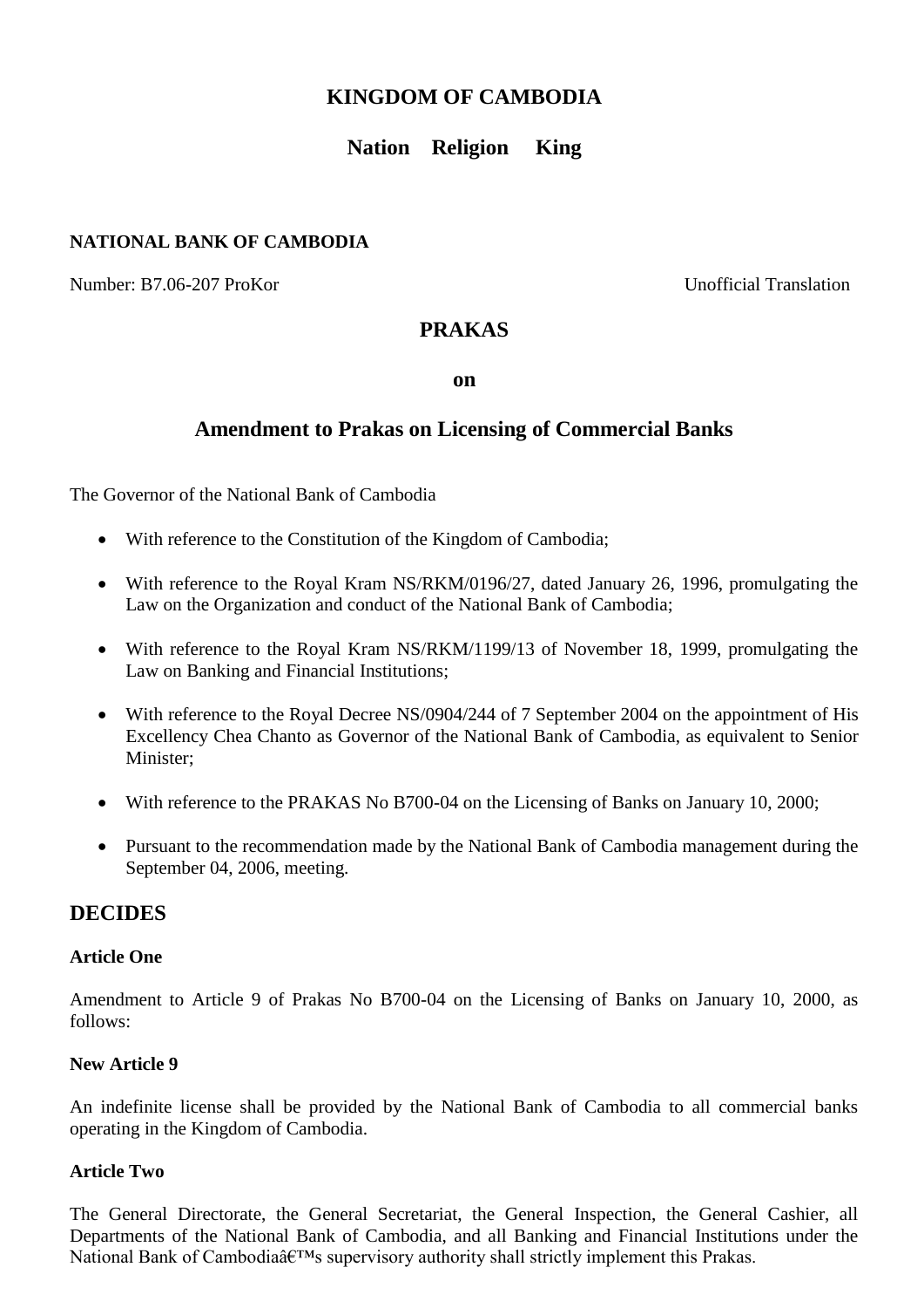**KINGDOM OF CAMBODIA**

**Nation Religion King**

**NATIONAL BANK OF CAMBODIA**

Number: B7.06-207 ProKor

Unofficial Translation

# PRAKAS

## on

## Amendment to Prakas on Licensing of Commercial Banks

The Governor of the National Bank of Cambodia

- With reference to the Constitution of the Kingdom of Cambodia;
- With reference to the Royal Kram NS/RKM/0196/27, dated January 26, 1996, promulgating the Law on the Organization and conduct of the National Bank of Cambodia;
- With reference to the Royal Kram NS/RKM/1199/13 of November 18, 1999, promulgating the Law on Banking and Financial Institutions;
- With reference to the Royal Decree NS/0904/244 of 7 September 2004 on the appointment of His Excellency Chea Chanto as Governor of the National Bank of Cambodia, as equivalent to Senior Minister;
- With reference to the PRAKAS No B700-04 on the Licensing of Banks on January 10, 2000;
- Pursuant to the recommendation made by the National Bank of Cambodia management during the September 04, 2006, meeting.

## DECIDES

**Article One**

Amendment to Article 9 of Prakas No B700-04 on the Licensing of Banks on January 10, 2000, as follows:

**New Article 9**

An indefinite license shall be provided by the National Bank of Cambodia to all commercial banks operating in the Kingdom of Cambodia.

**Article Two**

The General Directorate, the General Secretariat, the General Inspection, the General Cashier, all Departments of the National Bank of Cambodia, and all Banking and Financial Institutions under the National Bank of Cambodiaâ€™s supervisory authority shall strictly implement this Prakas.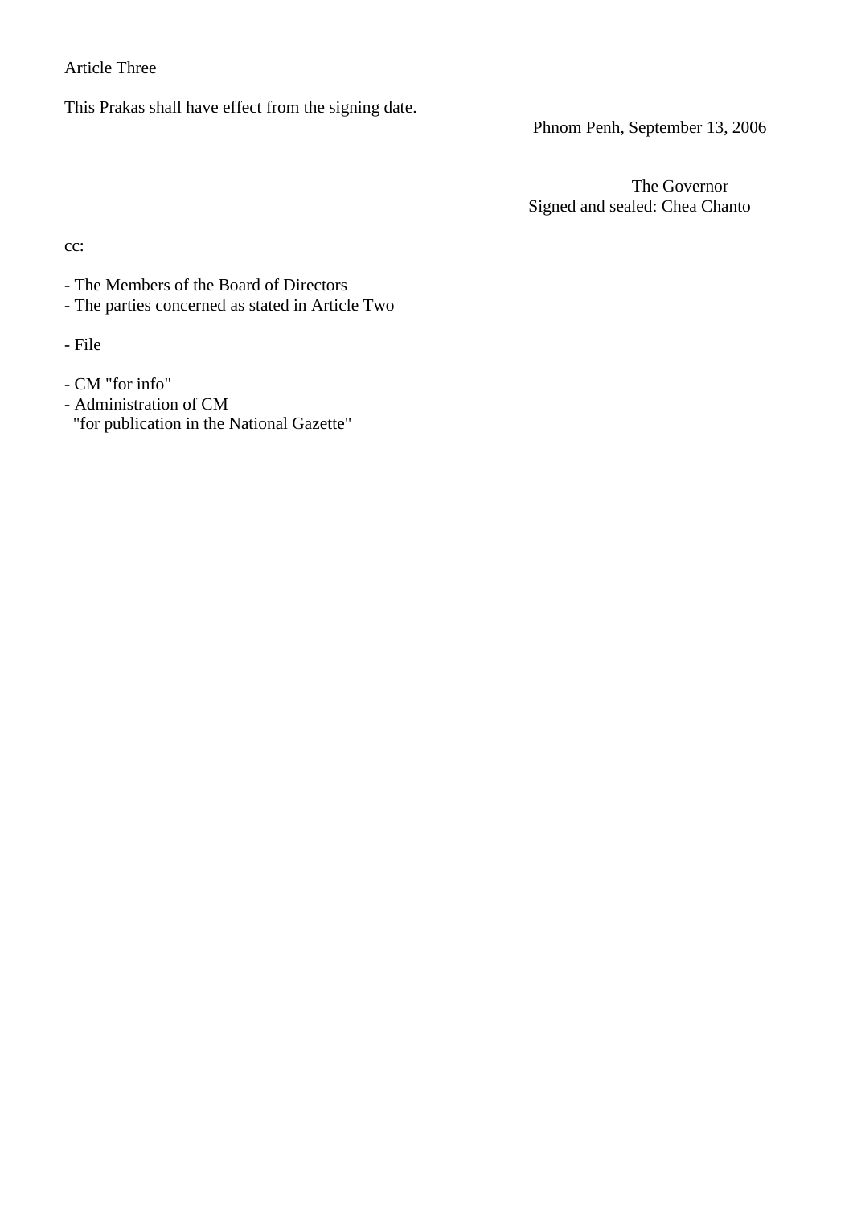Article Three

This Prakas shall have effect from the signing date.

Phnom Penh, September 13, 2006

The Governor

Signed and sealed: Chea Chanto

cc:

- The Members of the Board of Directors
- The parties concerned as stated in Article Two

- File

- CM "for info"
- Administration of CM
  "for publication in the National Gazette"